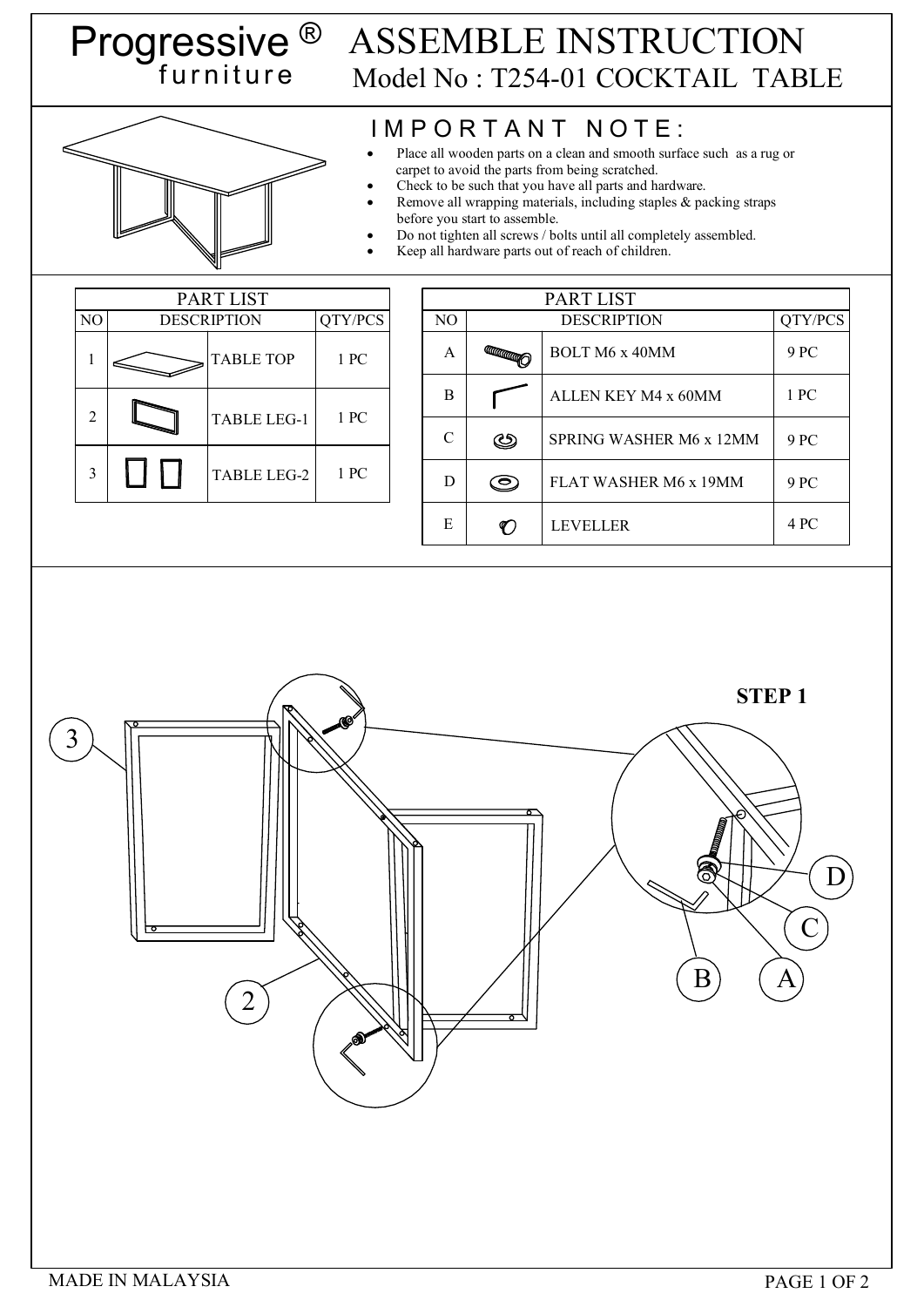# Progressive® furniture

# ASSEMBLE INSTRUCTION

## Model No : T254-01 COCKTAIL TABLE

## IMPORTANT NOTE:

- Place all wooden parts on a clean and smooth surface such as a rug or carpet to avoid the parts from being scratched.
- Check to be such that you have all parts and hardware.
- Remove all wrapping materials, including staples & packing straps before you start to assemble.
- Do not tighten all screws / bolts until all completely assembled.
- Keep all hardware parts out of reach of children.

| PART LIST | | |
|---|---|---|
| NO | DESCRIPTION | QTY/PCS |
| 1 | TABLE TOP | 1 PC |
| 2 | TABLE LEG-1 | 1 PC |
| 3 | TABLE LEG-2 | 1 PC |

| PART LIST | | |
|---|---|---|
| NO | DESCRIPTION | QTY/PCS |
| A | BOLT M6 x 40MM | 9 PC |
| B | ALLEN KEY M4 x 60MM | 1 PC |
| C | SPRING WASHER M6 x 12MM | 9 PC |
| D | FLAT WASHER M6 x 19MM | 9 PC |
| E | LEVELLER | 4 PC |

**STEP 1**

3 2 D C B A

MADE IN MALAYSIA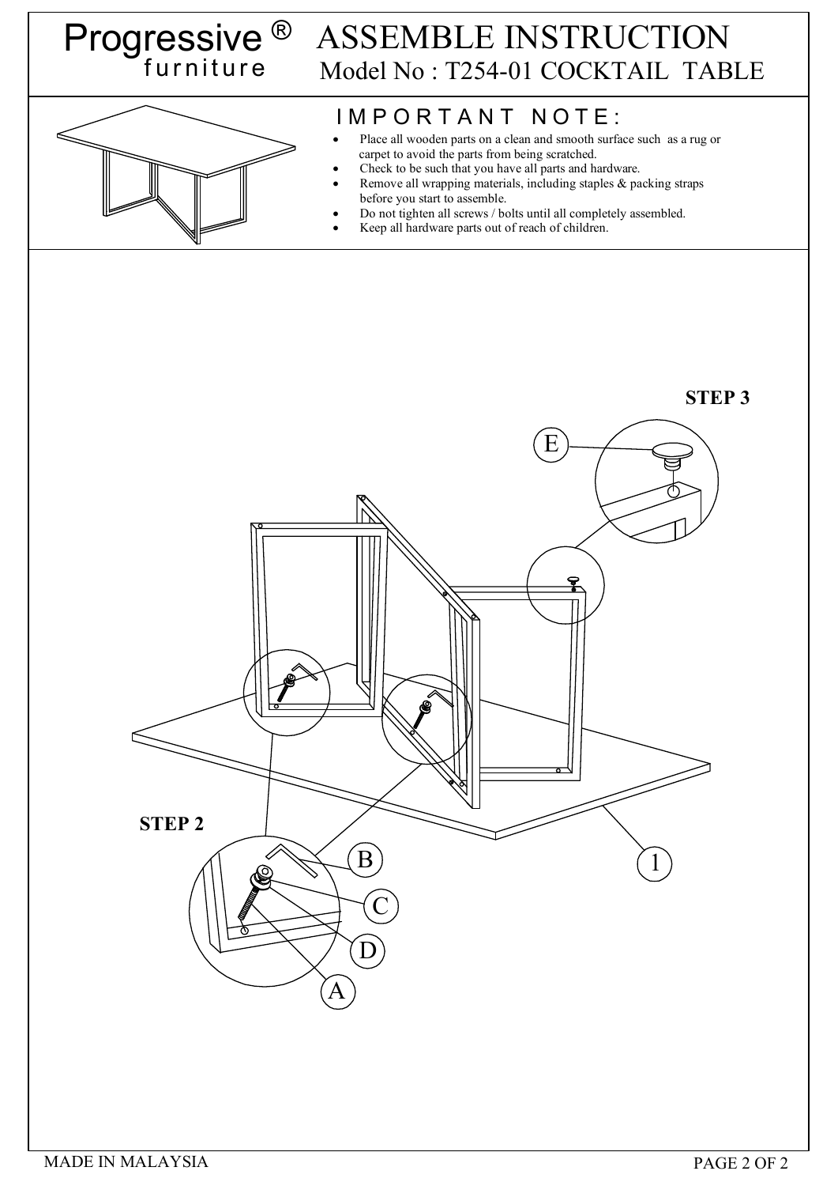# Progressive® furniture

# ASSEMBLE INSTRUCTION

## Model No : T254-01 COCKTAIL TABLE

## IMPORTANT NOTE:

- Place all wooden parts on a clean and smooth surface such as a rug or carpet to avoid the parts from being scratched.
- Check to be such that you have all parts and hardware.
- Remove all wrapping materials, including staples & packing straps before you start to assemble.
- Do not tighten all screws / bolts until all completely assembled.
- Keep all hardware parts out of reach of children.

STEP 3

E

STEP 2

B

C

D

A

1

MADE IN MALAYSIA